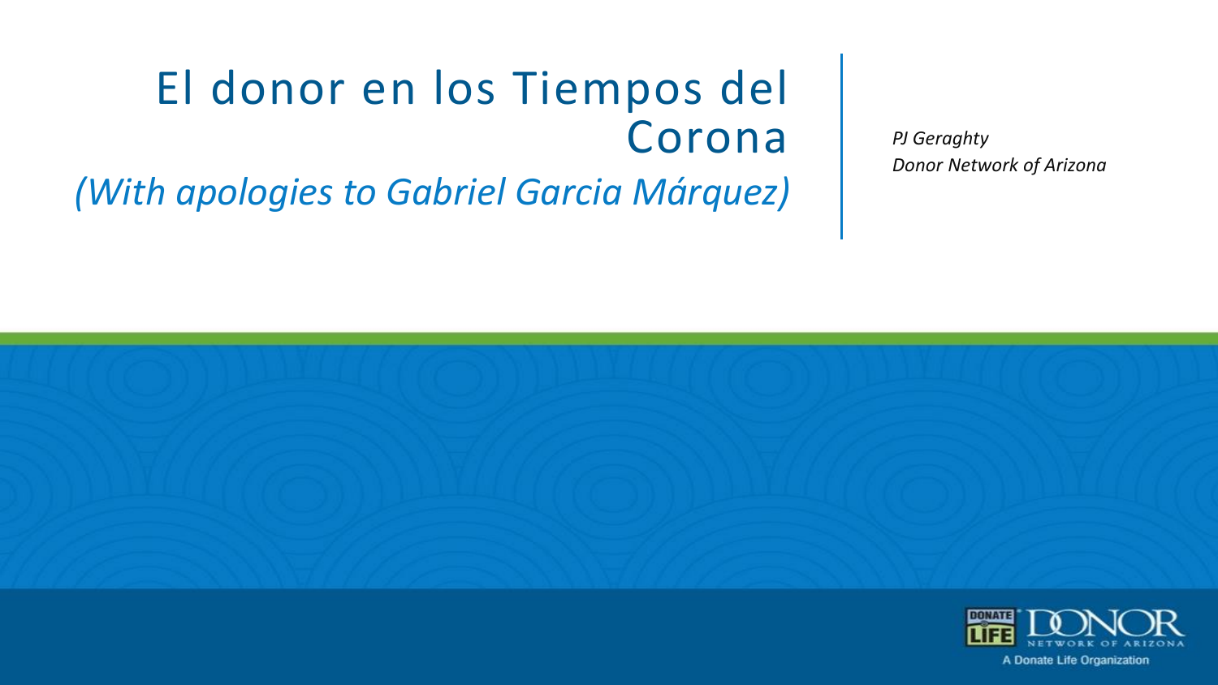# El donor en los Tiempos del Corona

*(With apologies to Gabriel Garcia Márquez)*

*PJ Geraghty*
*Donor Network of Arizona*

DONATE LIFE DONOR NETWORK OF ARIZONA
A Donate Life Organization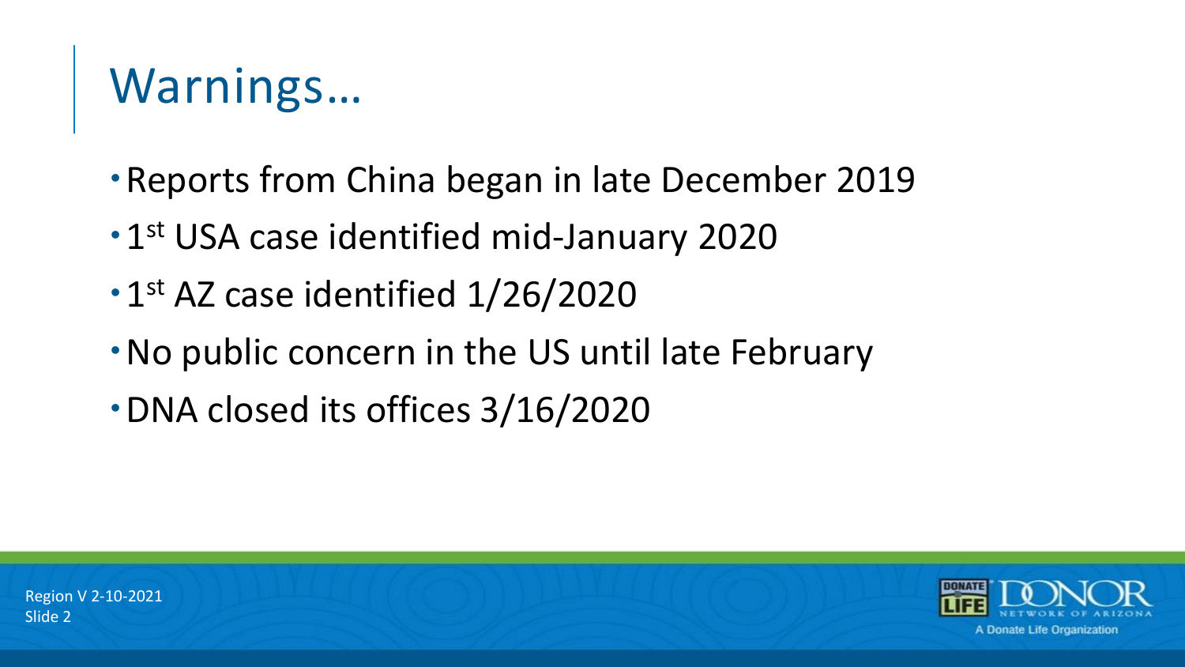# Warnings…

- Reports from China began in late December 2019
- 1st USA case identified mid-January 2020
- 1st AZ case identified 1/26/2020
- No public concern in the US until late February
- DNA closed its offices 3/16/2020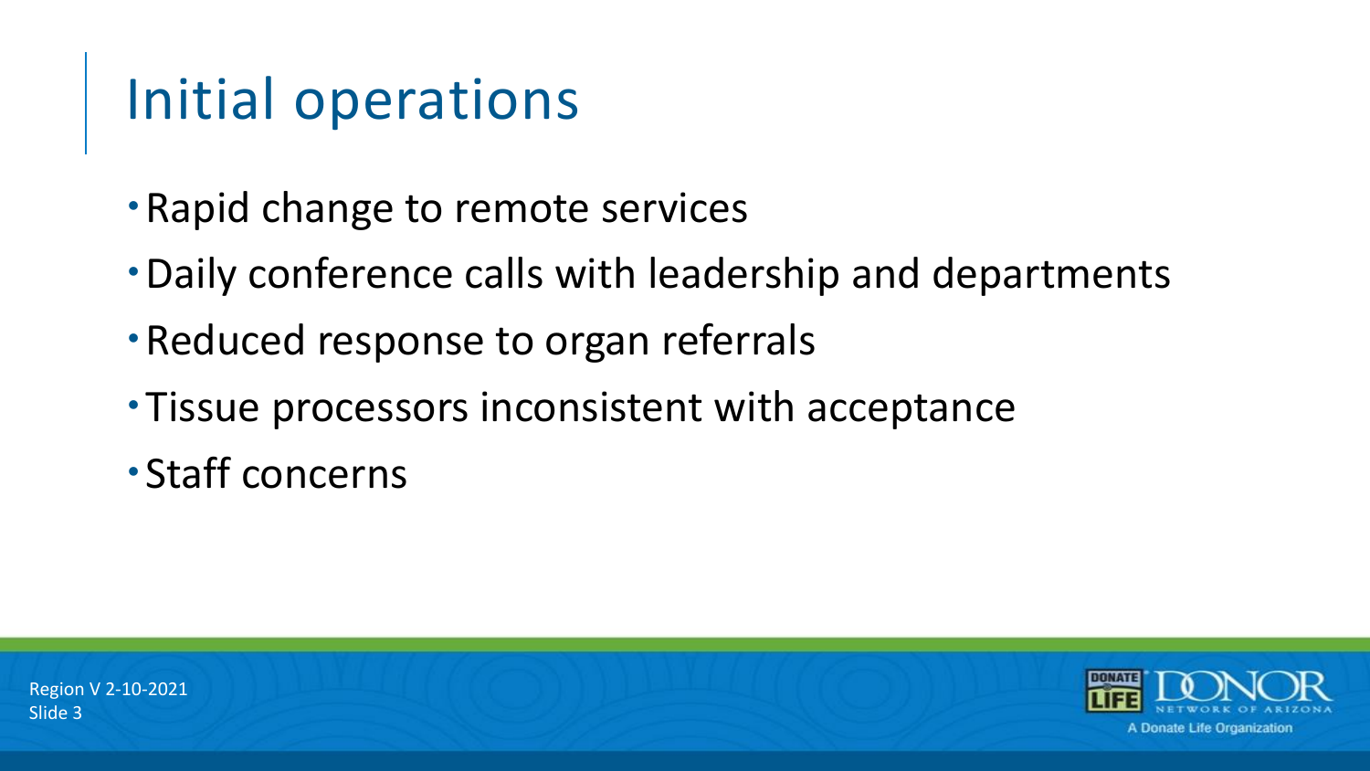# Initial operations

- Rapid change to remote services
- Daily conference calls with leadership and departments
- Reduced response to organ referrals
- Tissue processors inconsistent with acceptance
- Staff concerns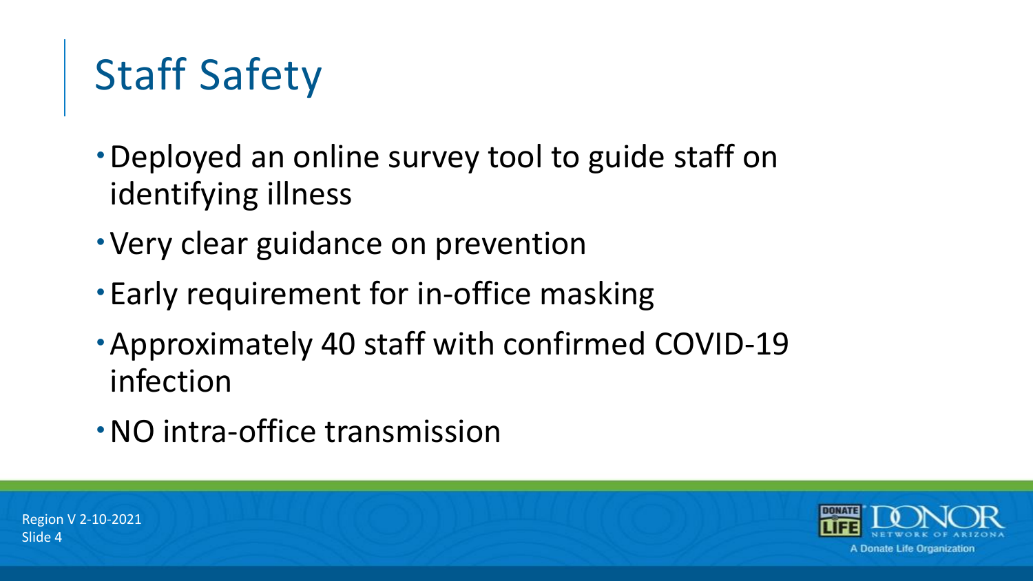# Staff Safety

- Deployed an online survey tool to guide staff on identifying illness
- Very clear guidance on prevention
- Early requirement for in-office masking
- Approximately 40 staff with confirmed COVID-19 infection
- NO intra-office transmission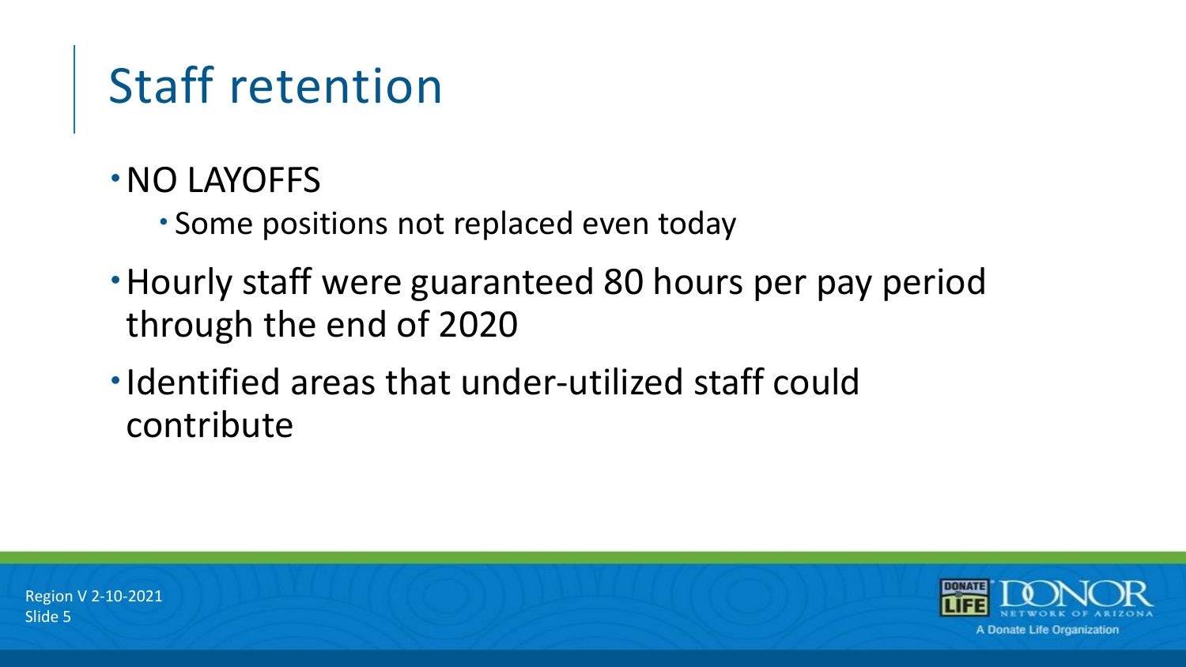# Staff retention

- NO LAYOFFS
  - Some positions not replaced even today
- Hourly staff were guaranteed 80 hours per pay period through the end of 2020
- Identified areas that under-utilized staff could contribute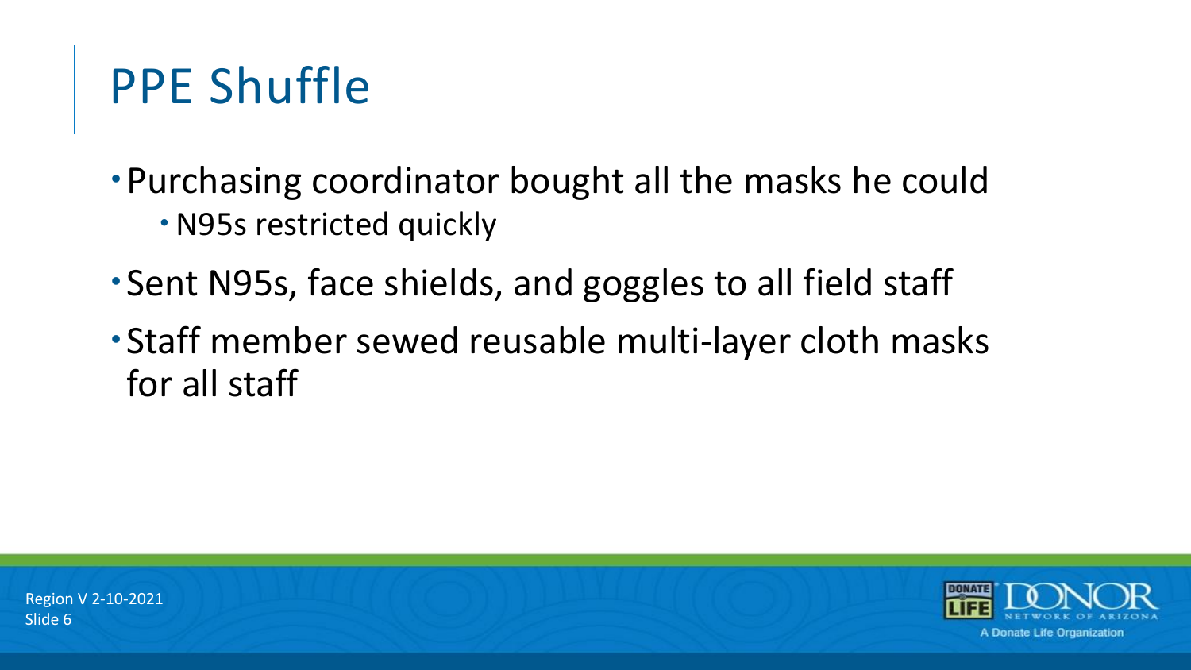# PPE Shuffle

- Purchasing coordinator bought all the masks he could
  - N95s restricted quickly
- Sent N95s, face shields, and goggles to all field staff
- Staff member sewed reusable multi-layer cloth masks for all staff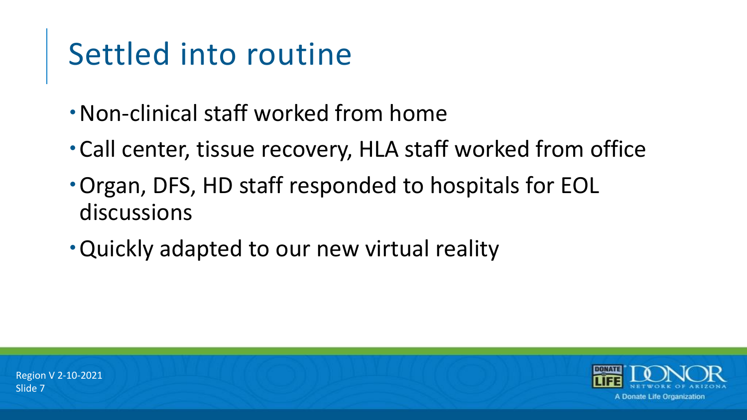# Settled into routine

- Non-clinical staff worked from home
- Call center, tissue recovery, HLA staff worked from office
- Organ, DFS, HD staff responded to hospitals for EOL discussions
- Quickly adapted to our new virtual reality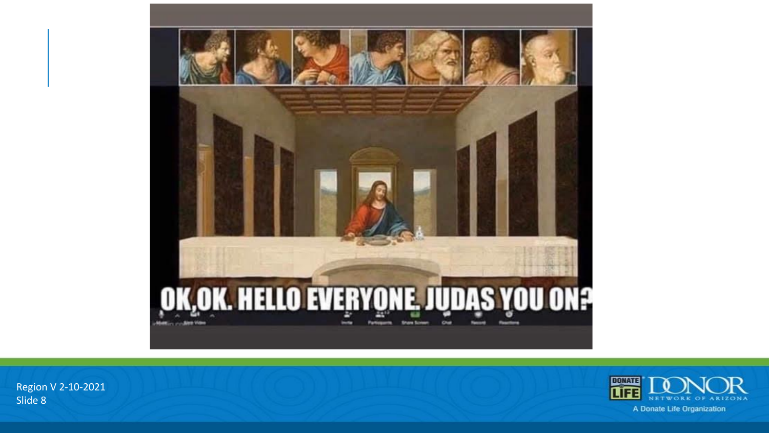OK,OK. HELLO EVERYONE. JUDAS YOU ON?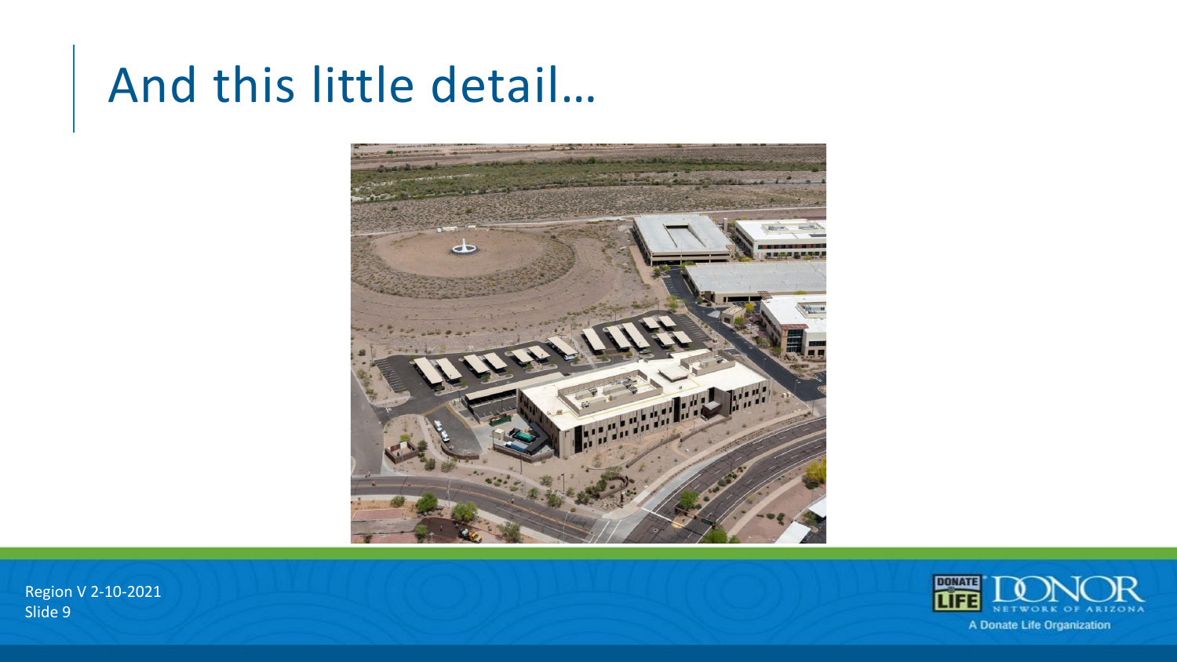# And this little detail…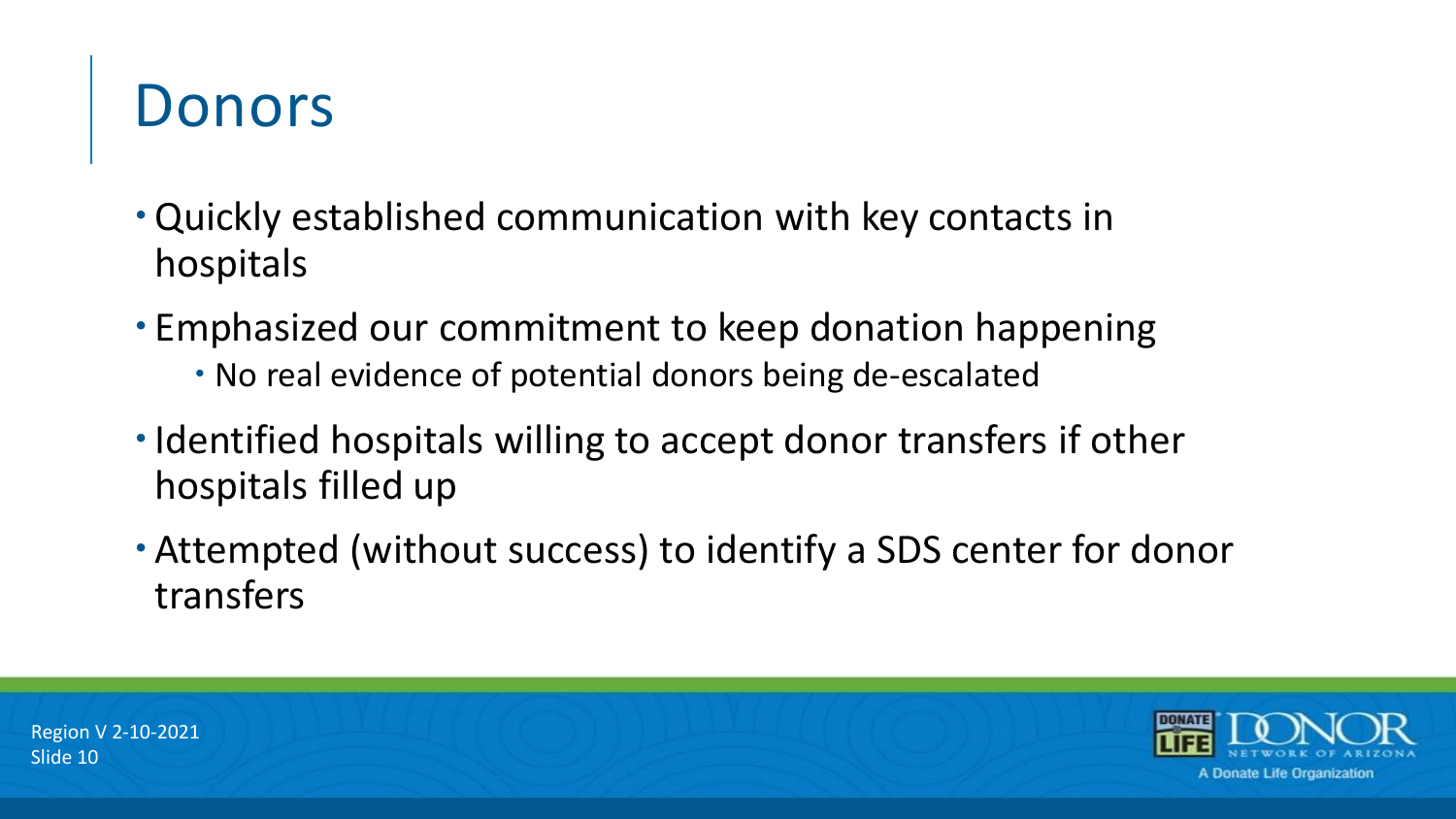# Donors

- Quickly established communication with key contacts in hospitals
- Emphasized our commitment to keep donation happening
  - No real evidence of potential donors being de-escalated
- Identified hospitals willing to accept donor transfers if other hospitals filled up
- Attempted (without success) to identify a SDS center for donor transfers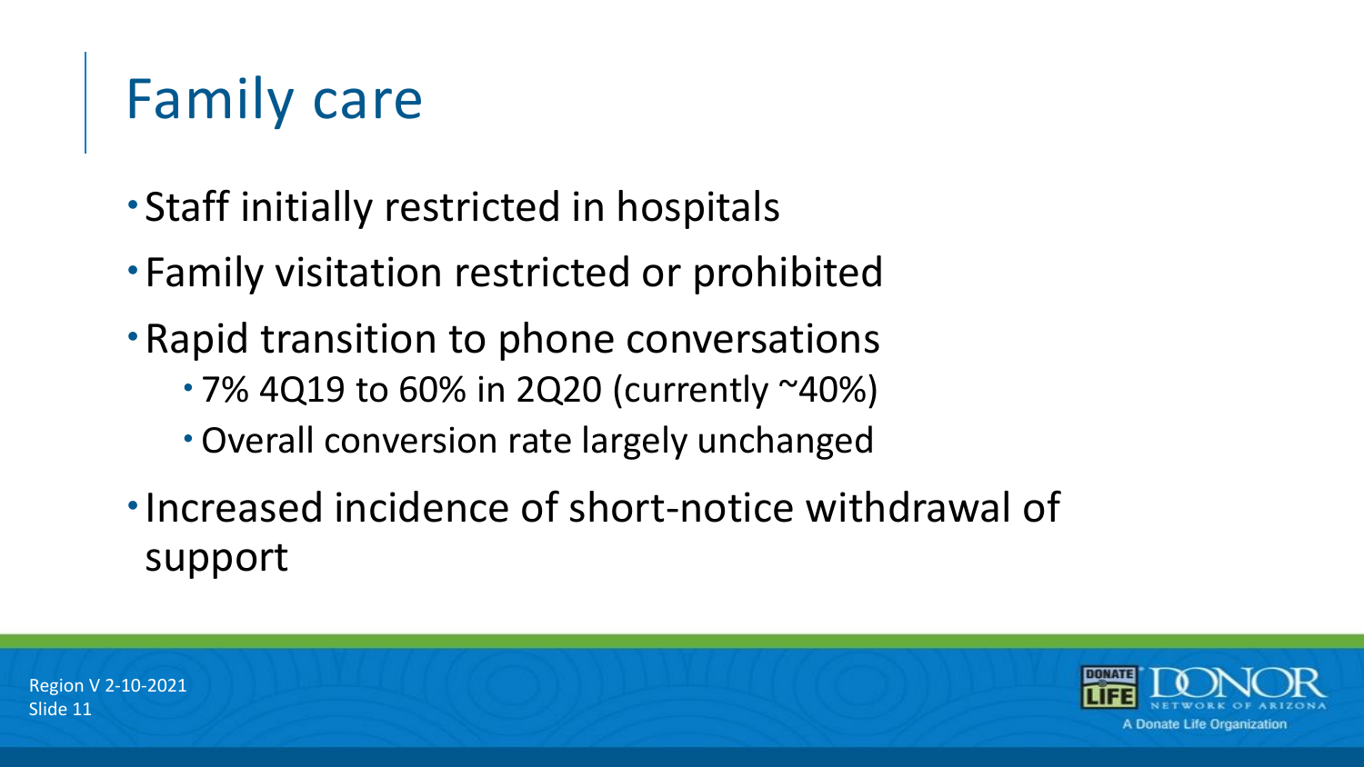# Family care

- Staff initially restricted in hospitals
- Family visitation restricted or prohibited
- Rapid transition to phone conversations
  - 7% 4Q19 to 60% in 2Q20 (currently ~40%)
  - Overall conversion rate largely unchanged
- Increased incidence of short-notice withdrawal of support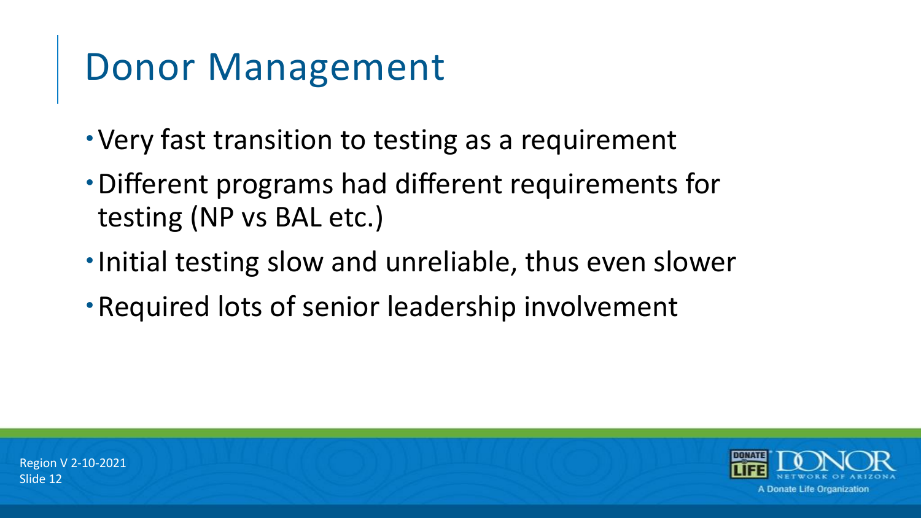# Donor Management

- Very fast transition to testing as a requirement
- Different programs had different requirements for testing (NP vs BAL etc.)
- Initial testing slow and unreliable, thus even slower
- Required lots of senior leadership involvement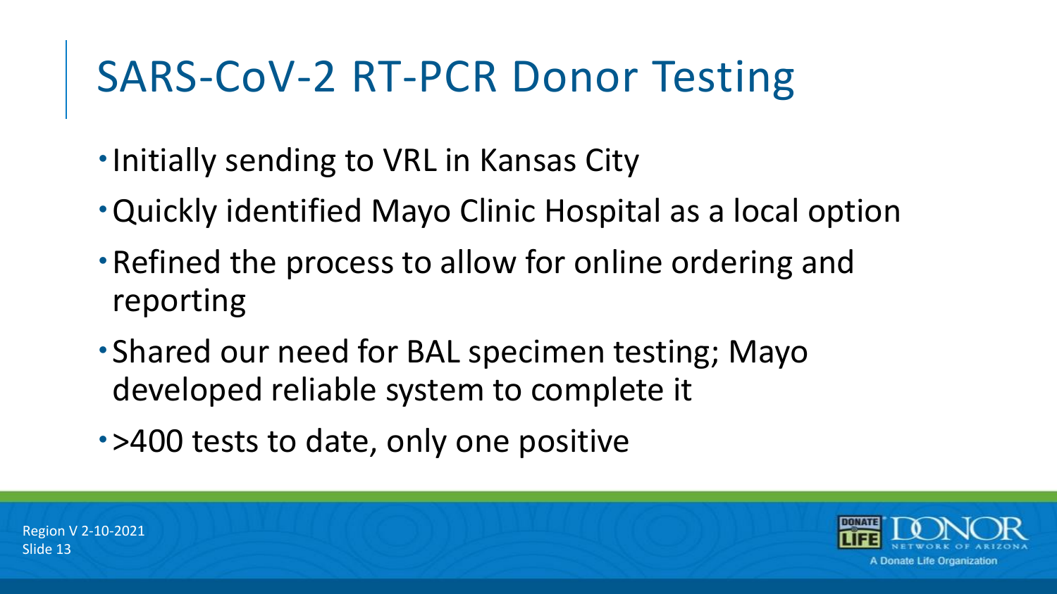# SARS-CoV-2 RT-PCR Donor Testing

- Initially sending to VRL in Kansas City
- Quickly identified Mayo Clinic Hospital as a local option
- Refined the process to allow for online ordering and reporting
- Shared our need for BAL specimen testing; Mayo developed reliable system to complete it
- >400 tests to date, only one positive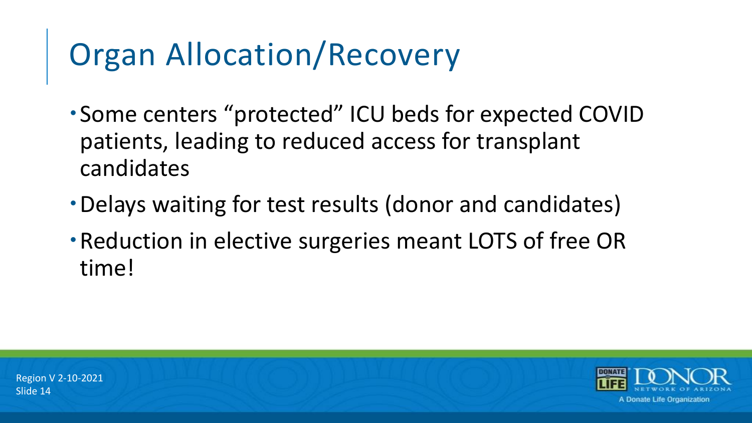# Organ Allocation/Recovery

- Some centers "protected" ICU beds for expected COVID patients, leading to reduced access for transplant candidates
- Delays waiting for test results (donor and candidates)
- Reduction in elective surgeries meant LOTS of free OR time!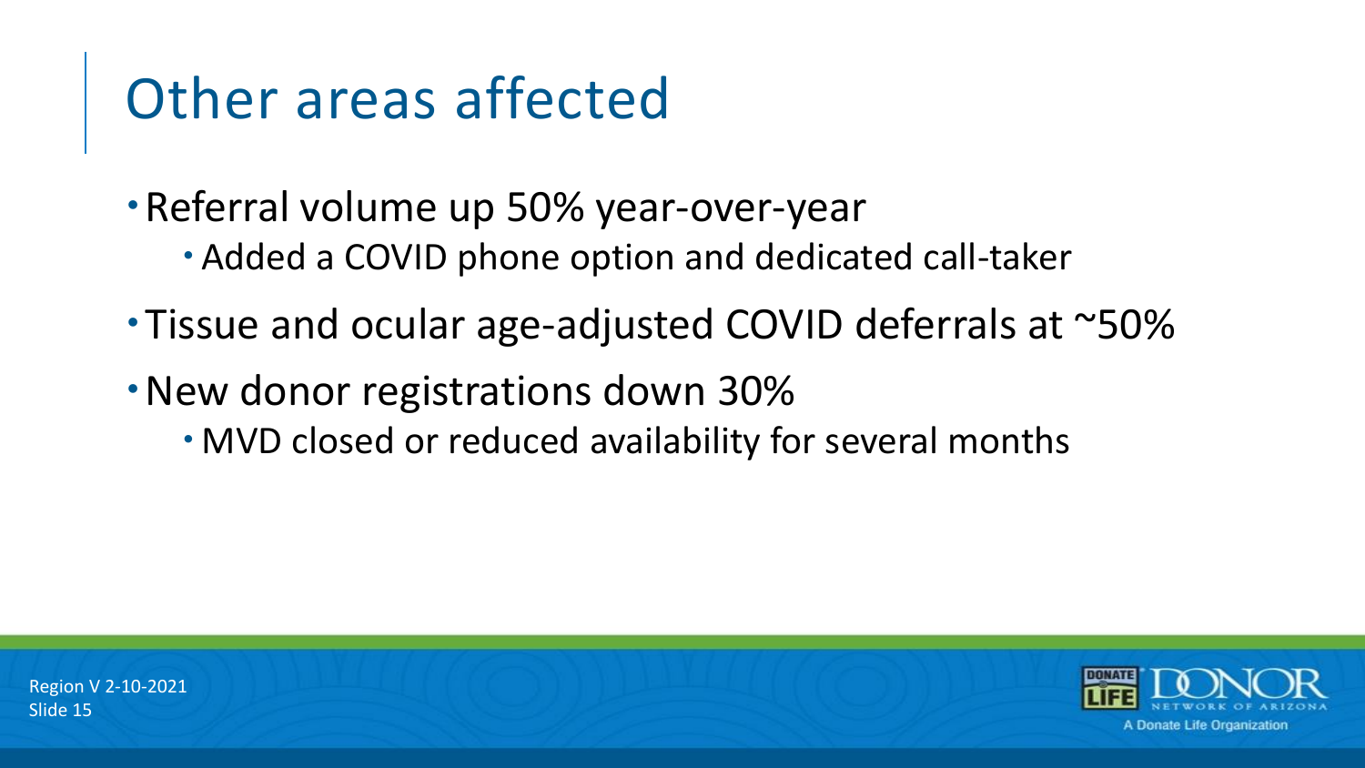# Other areas affected

- Referral volume up 50% year-over-year
  - Added a COVID phone option and dedicated call-taker
- Tissue and ocular age-adjusted COVID deferrals at ~50%
- New donor registrations down 30%
  - MVD closed or reduced availability for several months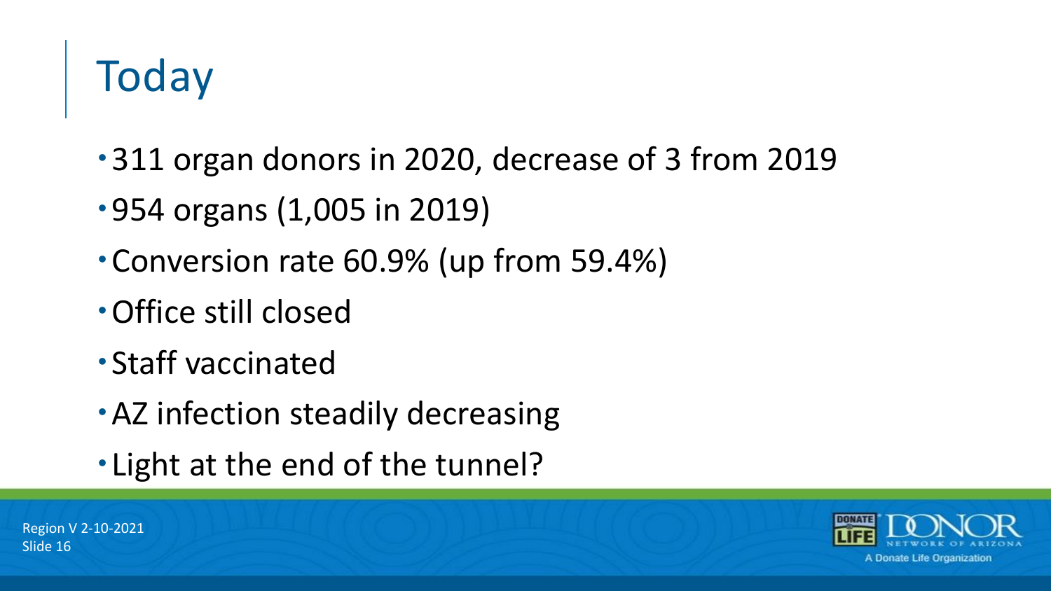# Today

- 311 organ donors in 2020, decrease of 3 from 2019
- 954 organs (1,005 in 2019)
- Conversion rate 60.9% (up from 59.4%)
- Office still closed
- Staff vaccinated
- AZ infection steadily decreasing
- Light at the end of the tunnel?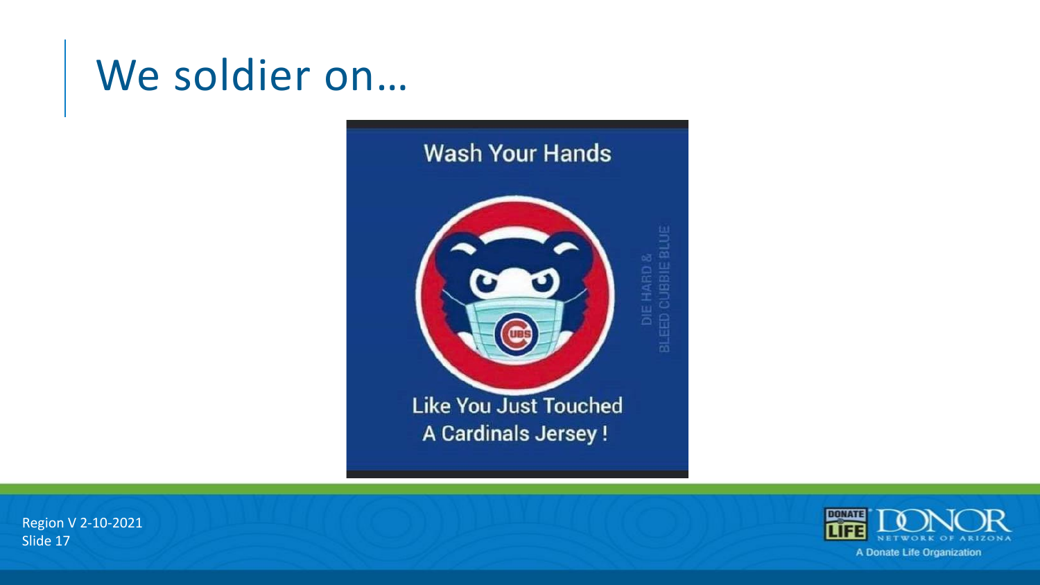# We soldier on…

Wash Your Hands

Like You Just Touched A Cardinals Jersey !

DIE HARD & BLEED CUBBIE BLUE